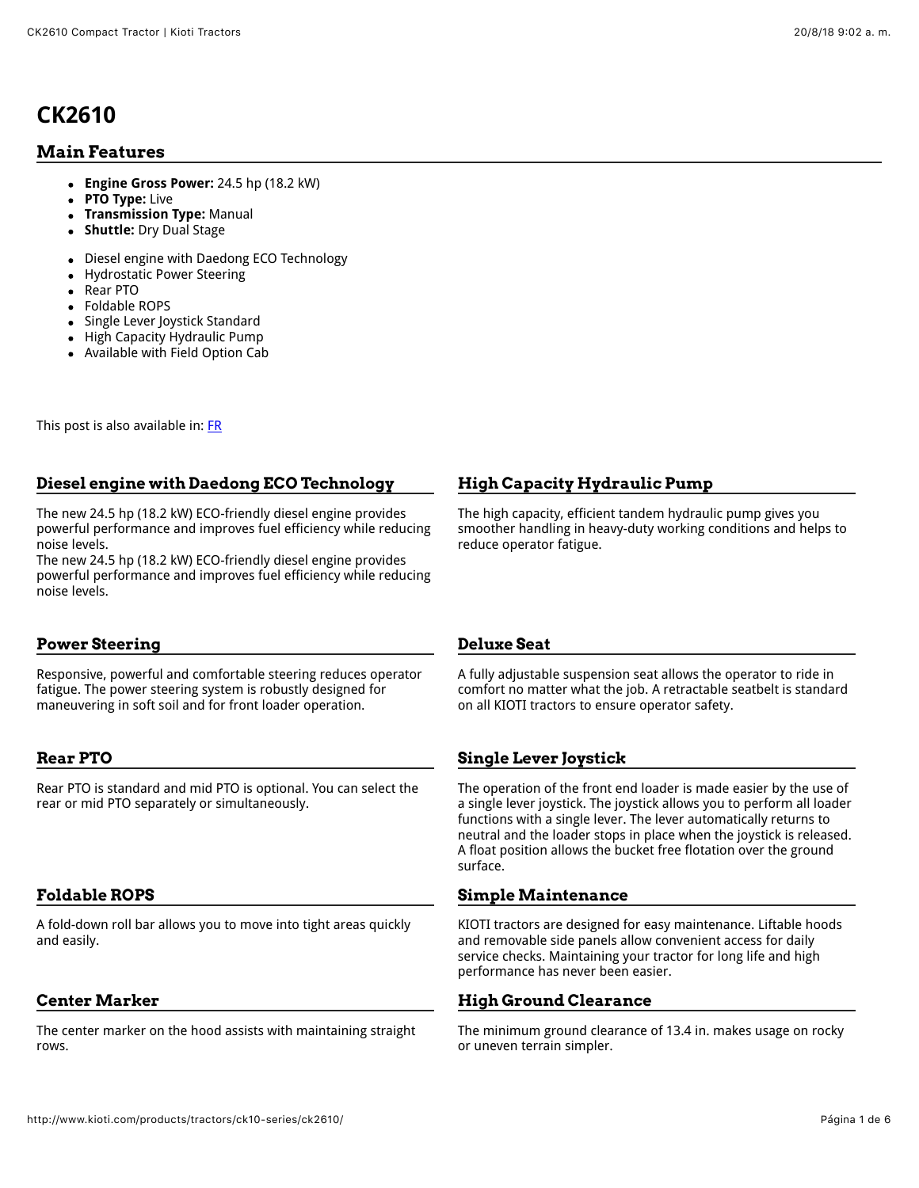# CK2610

## Main Features

- **Engine Gross Power:** 24.5 hp (18.2 kW)
- **PTO Type:** Live
- **Transmission Type:** Manual
- **Shuttle:** Dry Dual Stage

- Diesel engine with Daedong ECO Technology
- Hydrostatic Power Steering
- Rear PTO
- Foldable ROPS
- Single Lever Joystick Standard
- High Capacity Hydraulic Pump
- Available with Field Option Cab

This post is also available in: FR

### Diesel engine with Daedong ECO Technology

The new 24.5 hp (18.2 kW) ECO-friendly diesel engine provides powerful performance and improves fuel efficiency while reducing noise levels.
The new 24.5 hp (18.2 kW) ECO-friendly diesel engine provides powerful performance and improves fuel efficiency while reducing noise levels.

### High Capacity Hydraulic Pump

The high capacity, efficient tandem hydraulic pump gives you smoother handling in heavy-duty working conditions and helps to reduce operator fatigue.

### Power Steering

Responsive, powerful and comfortable steering reduces operator fatigue. The power steering system is robustly designed for maneuvering in soft soil and for front loader operation.

### Deluxe Seat

A fully adjustable suspension seat allows the operator to ride in comfort no matter what the job. A retractable seatbelt is standard on all KIOTI tractors to ensure operator safety.

### Rear PTO

Rear PTO is standard and mid PTO is optional. You can select the rear or mid PTO separately or simultaneously.

### Single Lever Joystick

The operation of the front end loader is made easier by the use of a single lever joystick. The joystick allows you to perform all loader functions with a single lever. The lever automatically returns to neutral and the loader stops in place when the joystick is released. A float position allows the bucket free flotation over the ground surface.

### Foldable ROPS

A fold-down roll bar allows you to move into tight areas quickly and easily.

### Simple Maintenance

KIOTI tractors are designed for easy maintenance. Liftable hoods and removable side panels allow convenient access for daily service checks. Maintaining your tractor for long life and high performance has never been easier.

### Center Marker

The center marker on the hood assists with maintaining straight rows.

### High Ground Clearance

The minimum ground clearance of 13.4 in. makes usage on rocky or uneven terrain simpler.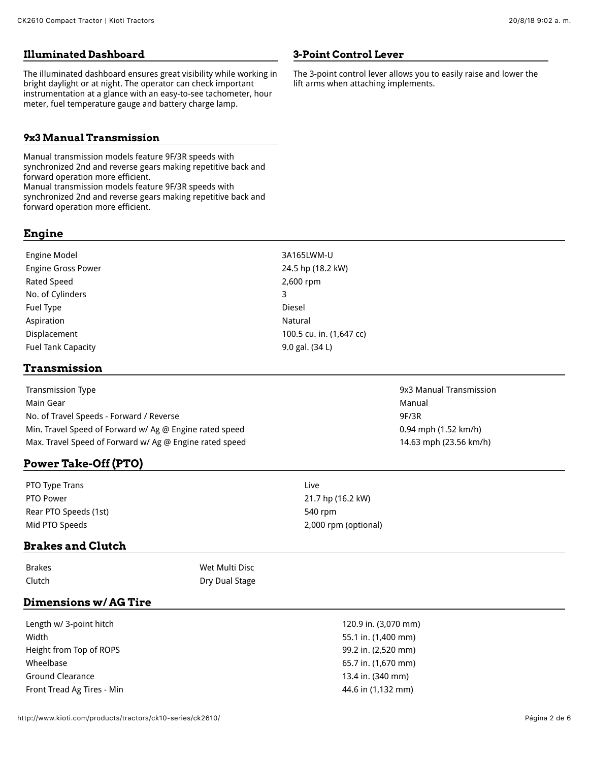### Illuminated Dashboard

The illuminated dashboard ensures great visibility while working in bright daylight or at night. The operator can check important instrumentation at a glance with an easy-to-see tachometer, hour meter, fuel temperature gauge and battery charge lamp.

### 3-Point Control Lever

The 3-point control lever allows you to easily raise and lower the lift arms when attaching implements.

### 9x3 Manual Transmission

Manual transmission models feature 9F/3R speeds with synchronized 2nd and reverse gears making repetitive back and forward operation more efficient.
Manual transmission models feature 9F/3R speeds with synchronized 2nd and reverse gears making repetitive back and forward operation more efficient.

## Engine

| | |
|---|---|
| Engine Model | 3A165LWM-U |
| Engine Gross Power | 24.5 hp (18.2 kW) |
| Rated Speed | 2,600 rpm |
| No. of Cylinders | 3 |
| Fuel Type | Diesel |
| Aspiration | Natural |
| Displacement | 100.5 cu. in. (1,647 cc) |
| Fuel Tank Capacity | 9.0 gal. (34 L) |

## Transmission

| | |
|---|---|
| Transmission Type | 9x3 Manual Transmission |
| Main Gear | Manual |
| No. of Travel Speeds - Forward / Reverse | 9F/3R |
| Min. Travel Speed of Forward w/ Ag @ Engine rated speed | 0.94 mph (1.52 km/h) |
| Max. Travel Speed of Forward w/ Ag @ Engine rated speed | 14.63 mph (23.56 km/h) |

## Power Take-Off (PTO)

| | |
|---|---|
| PTO Type Trans | Live |
| PTO Power | 21.7 hp (16.2 kW) |
| Rear PTO Speeds (1st) | 540 rpm |
| Mid PTO Speeds | 2,000 rpm (optional) |

## Brakes and Clutch

| | |
|---|---|
| Brakes | Wet Multi Disc |
| Clutch | Dry Dual Stage |

## Dimensions w/ AG Tire

| | |
|---|---|
| Length w/ 3-point hitch | 120.9 in. (3,070 mm) |
| Width | 55.1 in. (1,400 mm) |
| Height from Top of ROPS | 99.2 in. (2,520 mm) |
| Wheelbase | 65.7 in. (1,670 mm) |
| Ground Clearance | 13.4 in. (340 mm) |
| Front Tread Ag Tires - Min | 44.6 in (1,132 mm) |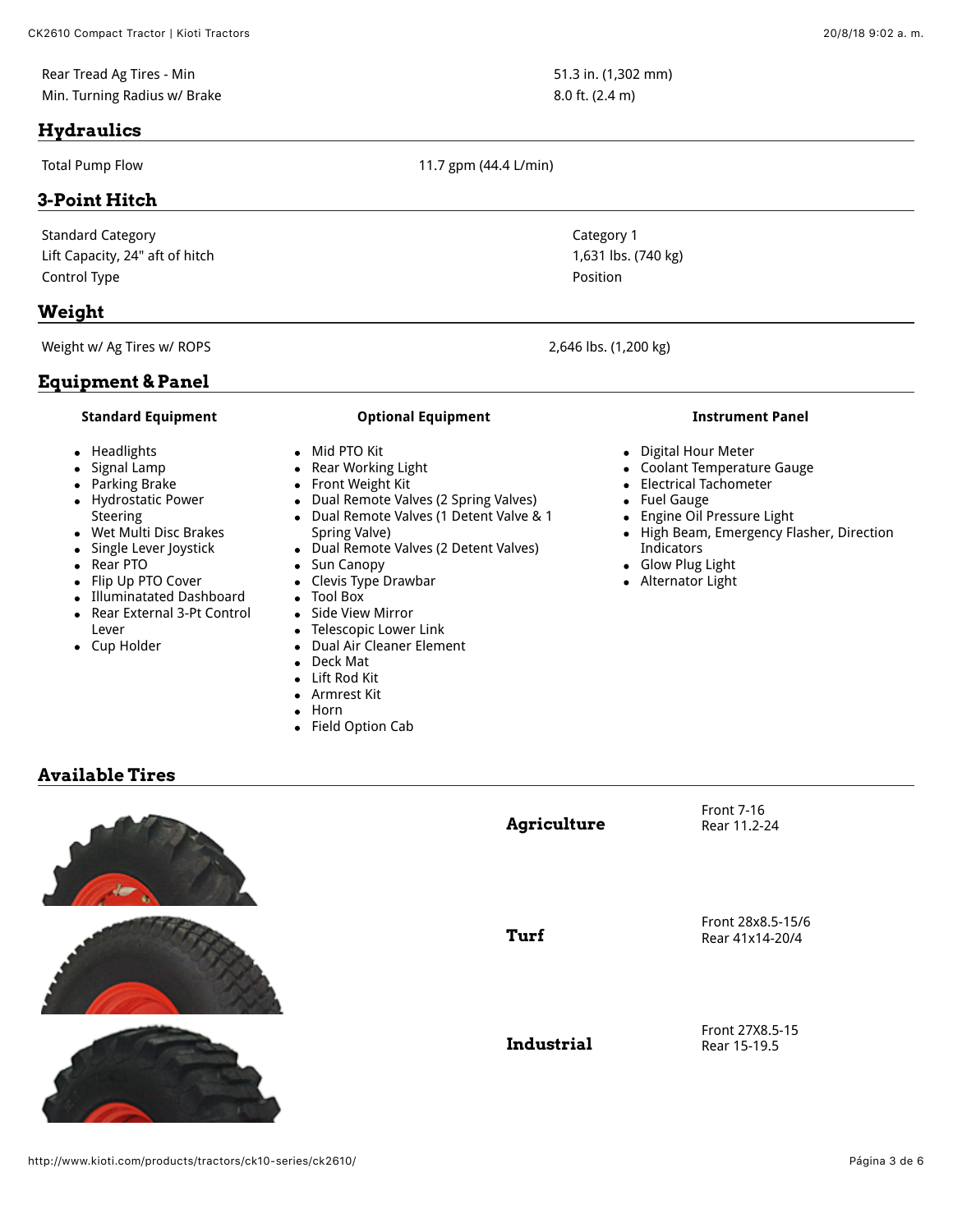| | |
|---|---|
| Rear Tread Ag Tires - Min | 51.3 in. (1,302 mm) |
| Min. Turning Radius w/ Brake | 8.0 ft. (2.4 m) |

## Hydraulics

| | |
|---|---|
| Total Pump Flow | 11.7 gpm (44.4 L/min) |

## 3-Point Hitch

| | |
|---|---|
| Standard Category | Category 1 |
| Lift Capacity, 24" aft of hitch | 1,631 lbs. (740 kg) |
| Control Type | Position |

## Weight

| | |
|---|---|
| Weight w/ Ag Tires w/ ROPS | 2,646 lbs. (1,200 kg) |

## Equipment & Panel

### Standard Equipment

- Headlights
- Signal Lamp
- Parking Brake
- Hydrostatic Power Steering
- Wet Multi Disc Brakes
- Single Lever Joystick
- Rear PTO
- Flip Up PTO Cover
- Illuminatated Dashboard
- Rear External 3-Pt Control Lever
- Cup Holder

### Optional Equipment

- Mid PTO Kit
- Rear Working Light
- Front Weight Kit
- Dual Remote Valves (2 Spring Valves)
- Dual Remote Valves (1 Detent Valve & 1 Spring Valve)
- Dual Remote Valves (2 Detent Valves)
- Sun Canopy
- Clevis Type Drawbar
- Tool Box
- Side View Mirror
- Telescopic Lower Link
- Dual Air Cleaner Element
- Deck Mat
- Lift Rod Kit
- Armrest Kit
- Horn
- Field Option Cab

### Instrument Panel

- Digital Hour Meter
- Coolant Temperature Gauge
- Electrical Tachometer
- Fuel Gauge
- Engine Oil Pressure Light
- High Beam, Emergency Flasher, Direction Indicators
- Glow Plug Light
- Alternator Light

## Available Tires

| | |
|---|---|
| **Agriculture** | Front 7-16<br>Rear 11.2-24 |
| **Turf** | Front 28x8.5-15/6<br>Rear 41x14-20/4 |
| **Industrial** | Front 27X8.5-15<br>Rear 15-19.5 |